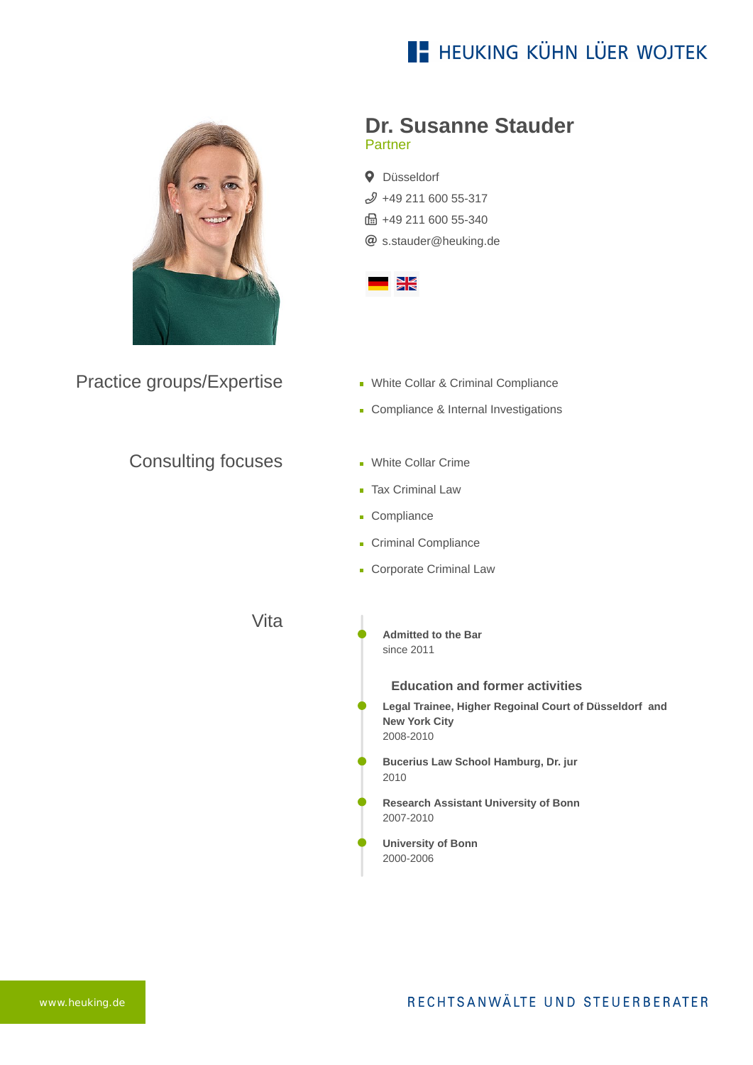HEUKING KÜHN LÜER WOJTEK

# Dr. Susanne Stauder

Partner

Düsseldorf
+49 211 600 55-317
+49 211 600 55-340
s.stauder@heuking.de

## Practice groups/Expertise

- White Collar & Criminal Compliance
- Compliance & Internal Investigations

## Consulting focuses

- White Collar Crime
- Tax Criminal Law
- Compliance
- Criminal Compliance
- Corporate Criminal Law

## Vita

**Admitted to the Bar**
since 2011

### Education and former activities

**Legal Trainee, Higher Regoinal Court of Düsseldorf and New York City**
2008-2010

**Bucerius Law School Hamburg, Dr. jur**
2010

**Research Assistant University of Bonn**
2007-2010

**University of Bonn**
2000-2006

www.heuking.de

RECHTSANWÄLTE UND STEUERBERATER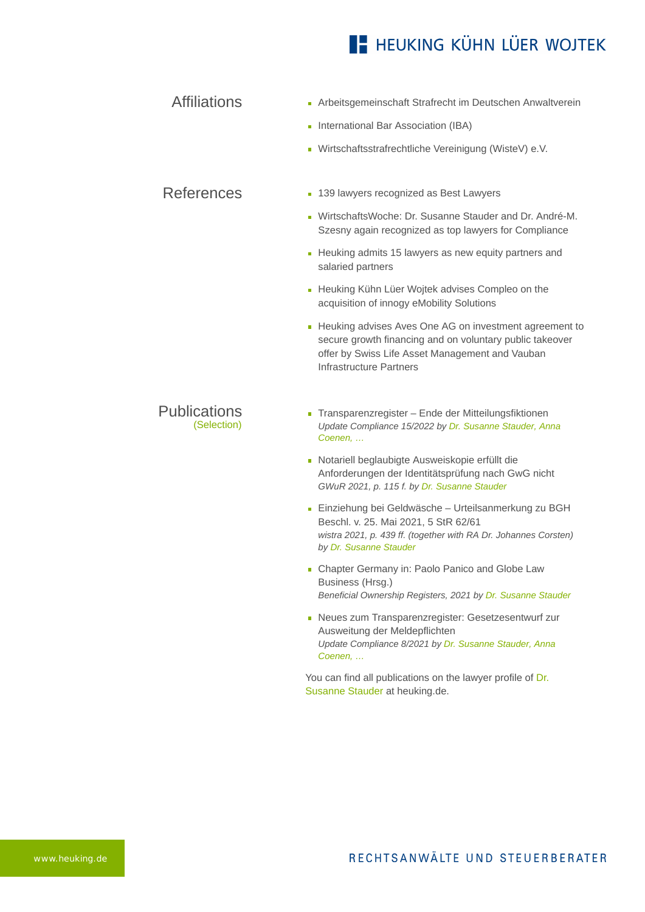## Affiliations

- Arbeitsgemeinschaft Strafrecht im Deutschen Anwaltverein
- International Bar Association (IBA)
- Wirtschaftsstrafrechtliche Vereinigung (WisteV) e.V.

## References

- 139 lawyers recognized as Best Lawyers
- WirtschaftsWoche: Dr. Susanne Stauder and Dr. André-M. Szesny again recognized as top lawyers for Compliance
- Heuking admits 15 lawyers as new equity partners and salaried partners
- Heuking Kühn Lüer Wojtek advises Compleo on the acquisition of innogy eMobility Solutions
- Heuking advises Aves One AG on investment agreement to secure growth financing and on voluntary public takeover offer by Swiss Life Asset Management and Vauban Infrastructure Partners

## Publications
(Selection)

- Transparenzregister – Ende der Mitteilungsfiktionen
  *Update Compliance 15/2022 by Dr. Susanne Stauder, Anna Coenen, …*
- Notariell beglaubigte Ausweiskopie erfüllt die Anforderungen der Identitätsprüfung nach GwG nicht
  *GWuR 2021, p. 115 f. by Dr. Susanne Stauder*
- Einziehung bei Geldwäsche – Urteilsanmerkung zu BGH Beschl. v. 25. Mai 2021, 5 StR 62/61
  *wistra 2021, p. 439 ff. (together with RA Dr. Johannes Corsten) by Dr. Susanne Stauder*
- Chapter Germany in: Paolo Panico and Globe Law Business (Hrsg.)
  *Beneficial Ownership Registers, 2021 by Dr. Susanne Stauder*
- Neues zum Transparenzregister: Gesetzesentwurf zur Ausweitung der Meldepflichten
  *Update Compliance 8/2021 by Dr. Susanne Stauder, Anna Coenen, …*

You can find all publications on the lawyer profile of Dr. Susanne Stauder at heuking.de.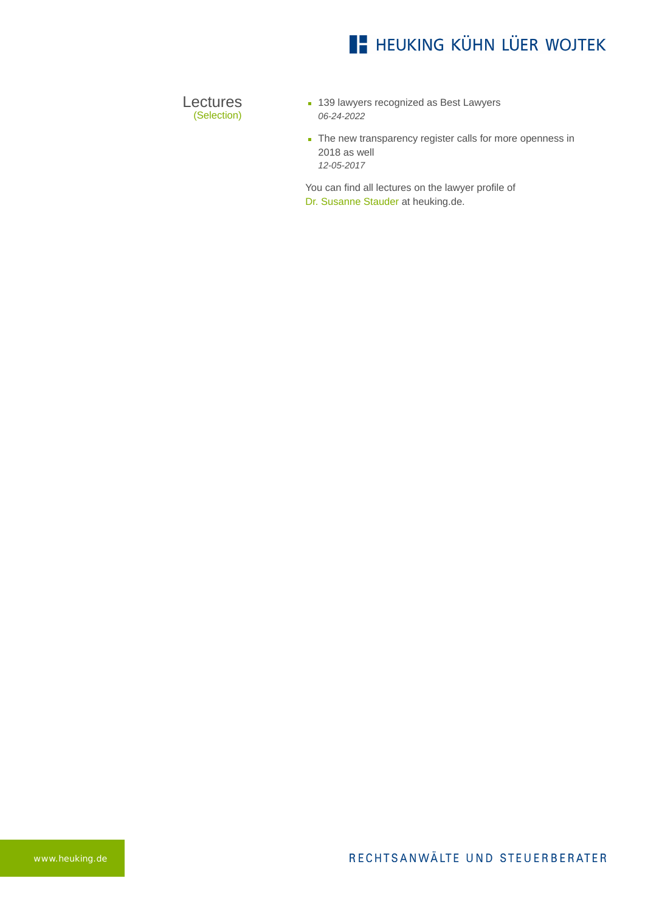## Lectures
(Selection)

- 139 lawyers recognized as Best Lawyers
  *06-24-2022*
- The new transparency register calls for more openness in 2018 as well
  *12-05-2017*

You can find all lectures on the lawyer profile of Dr. Susanne Stauder at heuking.de.